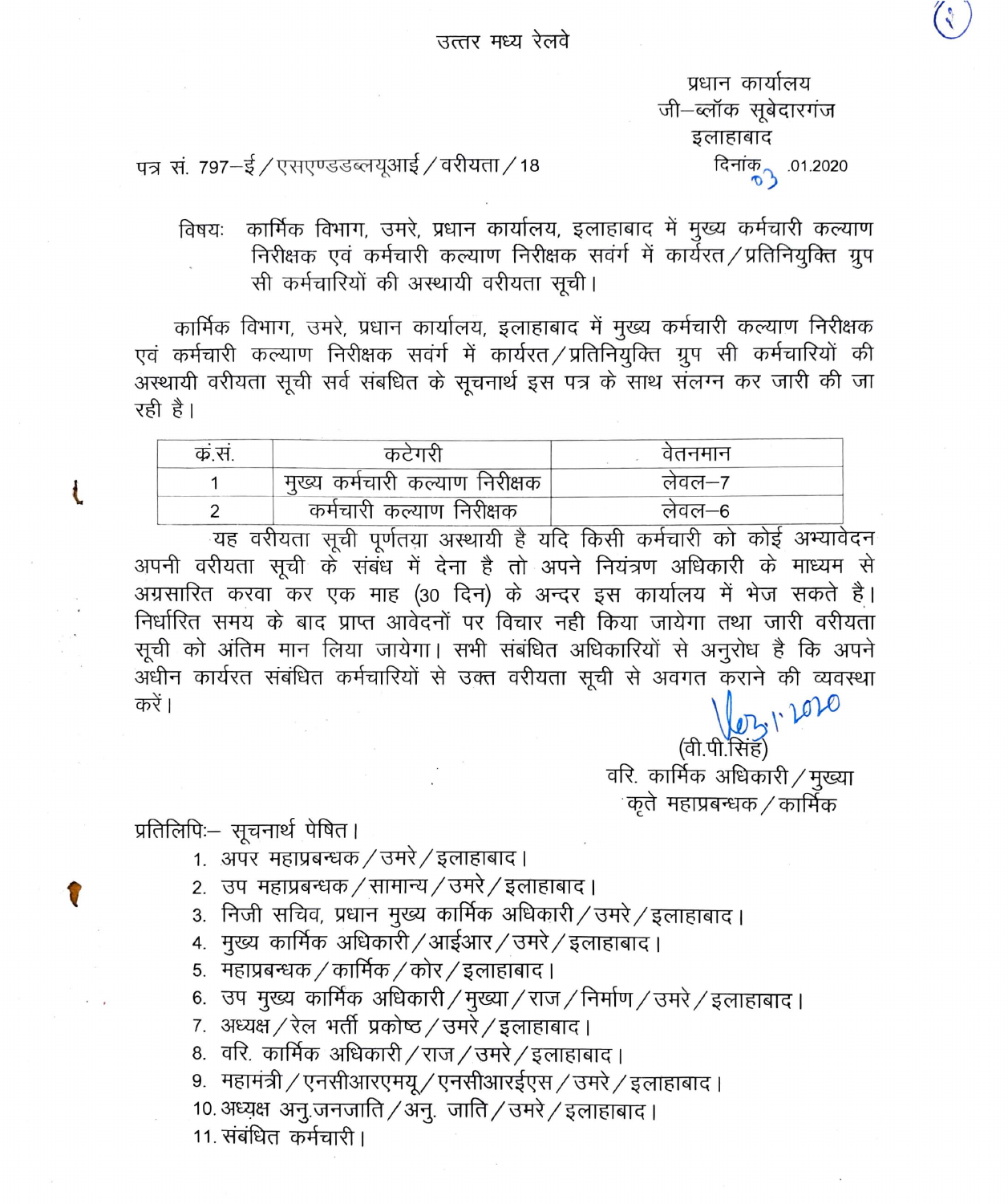उत्तर मध्य रेलवे

प्रधान कार्यालय
जी–ब्लॉक सूबेदारगंज
इलाहाबाद

पत्र सं. 797–ई/एसएण्डडब्लयूआई/वरीयता/18

दिनांक 03.01.2020

विषयः कार्मिक विभाग, उमरे, प्रधान कार्यालय, इलाहाबाद में मुख्य कर्मचारी कल्याण निरीक्षक एवं कर्मचारी कल्याण निरीक्षक सवंर्ग में कार्यरत/प्रतिनियुक्ति ग्रुप सी कर्मचारियों की अस्थायी वरीयता सूची।

कार्मिक विभाग, उमरे, प्रधान कार्यालय, इलाहाबाद में मुख्य कर्मचारी कल्याण निरीक्षक एवं कर्मचारी कल्याण निरीक्षक सवंर्ग में कार्यरत/प्रतिनियुक्ति ग्रुप सी कर्मचारियों की अस्थायी वरीयता सूची सर्व संबधित के सूचनार्थ इस पत्र के साथ संलग्न कर जारी की जा रही है।

| क्र.सं. | कटेगरी | वेतनमान |
|---|---|---|
| 1 | मुख्य कर्मचारी कल्याण निरीक्षक | लेवल–7 |
| 2 | कर्मचारी कल्याण निरीक्षक | लेवल–6 |

यह वरीयता सूची पूर्णतया अस्थायी है यदि किसी कर्मचारी को कोई अभ्यावेदन अपनी वरीयता सूची के संबंध में देना है तो अपने नियंत्रण अधिकारी के माध्यम से अग्रसारित करवा कर एक माह (30 दिन) के अन्दर इस कार्यालय में भेज सकते है। निर्धारित समय के बाद प्राप्त आवेदनों पर विचार नही किया जायेगा तथा जारी वरीयता सूची को अंतिम मान लिया जायेगा। सभी संबंधित अधिकारियों से अनुरोध है कि अपने अधीन कार्यरत संबंधित कर्मचारियों से उक्त वरीयता सूची से अवगत कराने की व्यवस्था करें।

03.1.2020
(वी.पी.सिंह)
वरि. कार्मिक अधिकारी/मुख्या
कृते महाप्रबन्धक/कार्मिक

प्रतिलिपिः– सूचनार्थ पेषित।

1. अपर महाप्रबन्धक/उमरे/इलाहाबाद।
2. उप महाप्रबन्धक/सामान्य/उमरे/इलाहाबाद।
3. निजी सचिव, प्रधान मुख्य कार्मिक अधिकारी/उमरे/इलाहाबाद।
4. मुख्य कार्मिक अधिकारी/आईआर/उमरे/इलाहाबाद।
5. महाप्रबन्धक/कार्मिक/कोर/इलाहाबाद।
6. उप मुख्य कार्मिक अधिकारी/मुख्या/राज/निर्माण/उमरे/इलाहाबाद।
7. अध्यक्ष/रेल भर्ती प्रकोष्ठ/उमरे/इलाहाबाद।
8. वरि. कार्मिक अधिकारी/राज/उमरे/इलाहाबाद।
9. महामंत्री/एनसीआरएमयू/एनसीआरईएस/उमरे/इलाहाबाद।
10. अध्यक्ष अनु.जनजाति/अनु. जाति/उमरे/इलाहाबाद।
11. संबंधित कर्मचारी।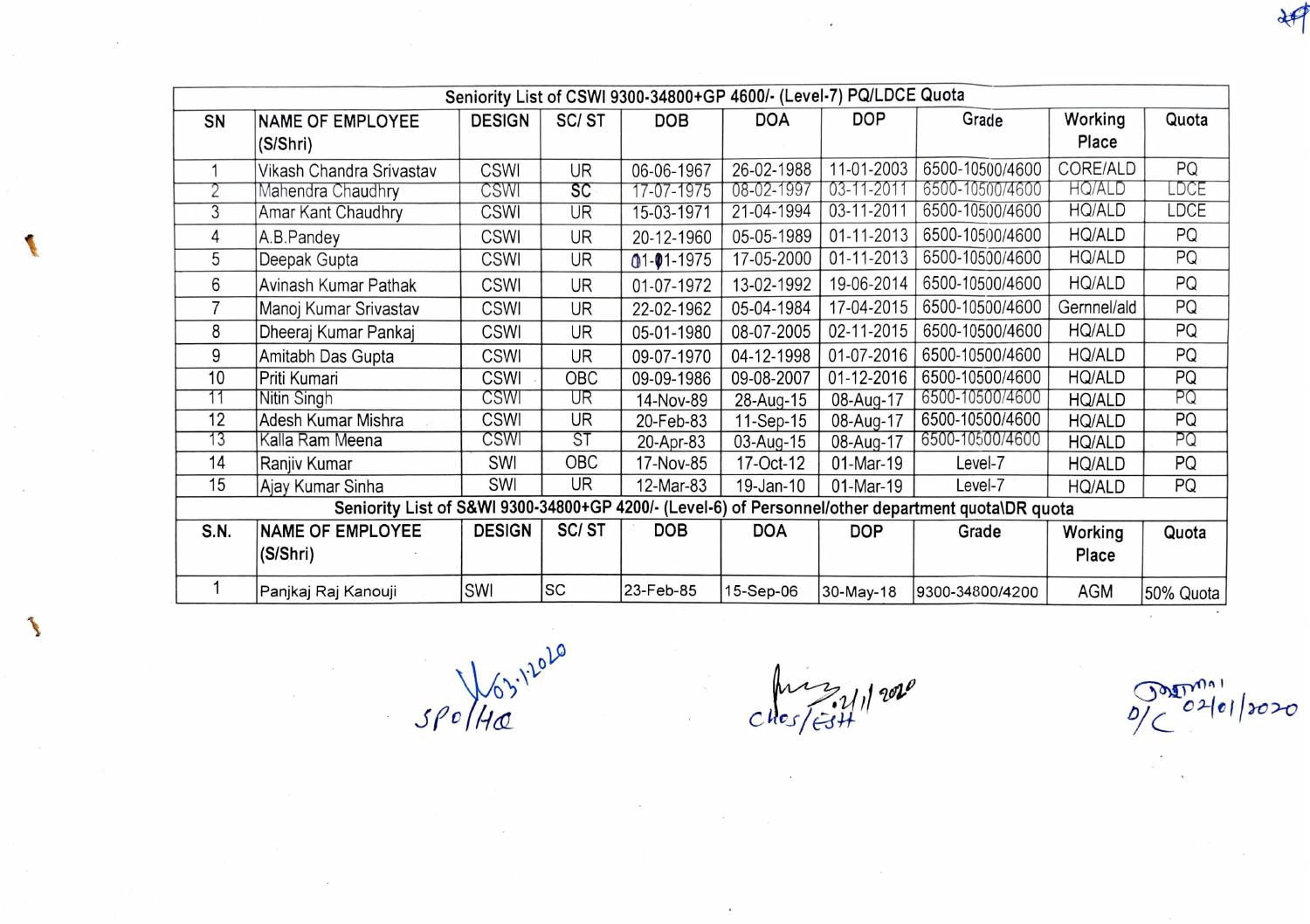| Seniority List of CSWI 9300-34800+GP 4600/- (Level-7) PQ/LDCE Quota | | | | | | | | | |
|---|---|---|---|---|---|---|---|---|---|
| SN | NAME OF EMPLOYEE (S/Shri) | DESIGN | SC/ ST | DOB | DOA | DOP | Grade | Working Place | Quota |
| 1 | Vikash Chandra Srivastav | CSWI | UR | 06-06-1967 | 26-02-1988 | 11-01-2003 | 6500-10500/4600 | CORE/ALD | PQ |
| 2 | Mahendra Chaudhry | CSWI | SC | 17-07-1975 | 08-02-1997 | 03-11-2011 | 6500-10500/4600 | HQ/ALD | LDCE |
| 3 | Amar Kant Chaudhry | CSWI | UR | 15-03-1971 | 21-04-1994 | 03-11-2011 | 6500-10500/4600 | HQ/ALD | LDCE |
| 4 | A.B.Pandey | CSWI | UR | 20-12-1960 | 05-05-1989 | 01-11-2013 | 6500-10500/4600 | HQ/ALD | PQ |
| 5 | Deepak Gupta | CSWI | UR | 01-01-1975 | 17-05-2000 | 01-11-2013 | 6500-10500/4600 | HQ/ALD | PQ |
| 6 | Avinash Kumar Pathak | CSWI | UR | 01-07-1972 | 13-02-1992 | 19-06-2014 | 6500-10500/4600 | HQ/ALD | PQ |
| 7 | Manoj Kumar Srivastav | CSWI | UR | 22-02-1962 | 05-04-1984 | 17-04-2015 | 6500-10500/4600 | Gernnel/ald | PQ |
| 8 | Dheeraj Kumar Pankaj | CSWI | UR | 05-01-1980 | 08-07-2005 | 02-11-2015 | 6500-10500/4600 | HQ/ALD | PQ |
| 9 | Amitabh Das Gupta | CSWI | UR | 09-07-1970 | 04-12-1998 | 01-07-2016 | 6500-10500/4600 | HQ/ALD | PQ |
| 10 | Priti Kumari | CSWI | OBC | 09-09-1986 | 09-08-2007 | 01-12-2016 | 6500-10500/4600 | HQ/ALD | PQ |
| 11 | Nitin Singh | CSWI | UR | 14-Nov-89 | 28-Aug-15 | 08-Aug-17 | 6500-10500/4600 | HQ/ALD | PQ |
| 12 | Adesh Kumar Mishra | CSWI | UR | 20-Feb-83 | 11-Sep-15 | 08-Aug-17 | 6500-10500/4600 | HQ/ALD | PQ |
| 13 | Kalla Ram Meena | CSWI | ST | 20-Apr-83 | 03-Aug-15 | 08-Aug-17 | 6500-10500/4600 | HQ/ALD | PQ |
| 14 | Ranjiv Kumar | SWI | OBC | 17-Nov-85 | 17-Oct-12 | 01-Mar-19 | Level-7 | HQ/ALD | PQ |
| 15 | Ajay Kumar Sinha | SWI | UR | 12-Mar-83 | 19-Jan-10 | 01-Mar-19 | Level-7 | HQ/ALD | PQ |
| Seniority List of S&WI 9300-34800+GP 4200/- (Level-6) of Personnel/other department quota\DR quota | | | | | | | | | |
| S.N. | NAME OF EMPLOYEE (S/Shri) | DESIGN | SC/ ST | DOB | DOA | DOP | Grade | Working Place | Quota |
| 1 | Panjkaj Raj Kanouji | SWI | SC | 23-Feb-85 | 15-Sep-06 | 30-May-18 | 9300-34800/4200 | AGM | 50% Quota |

SPO/HQ 03.1.2020

CHOS/ESH 2/1/2020

O/C 02/01/2020